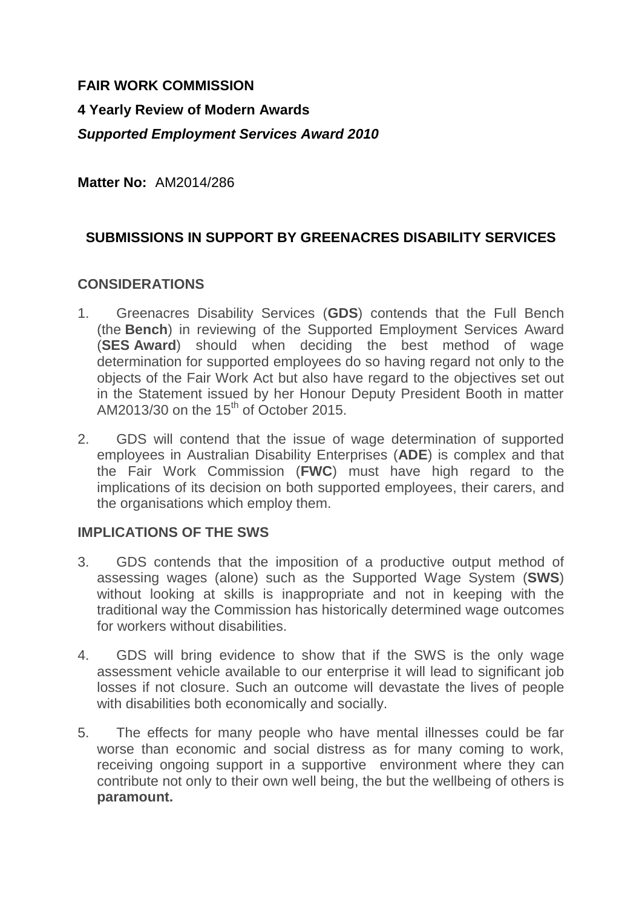**FAIR WORK COMMISSION**

**4 Yearly Review of Modern Awards**

***Supported Employment Services Award 2010***

**Matter No:** AM2014/286

## SUBMISSIONS IN SUPPORT BY GREENACRES DISABILITY SERVICES

### CONSIDERATIONS

1. Greenacres Disability Services (**GDS**) contends that the Full Bench (the **Bench**) in reviewing of the Supported Employment Services Award (**SES Award**) should when deciding the best method of wage determination for supported employees do so having regard not only to the objects of the Fair Work Act but also have regard to the objectives set out in the Statement issued by her Honour Deputy President Booth in matter AM2013/30 on the 15th of October 2015.

2. GDS will contend that the issue of wage determination of supported employees in Australian Disability Enterprises (**ADE**) is complex and that the Fair Work Commission (**FWC**) must have high regard to the implications of its decision on both supported employees, their carers, and the organisations which employ them.

### IMPLICATIONS OF THE SWS

3. GDS contends that the imposition of a productive output method of assessing wages (alone) such as the Supported Wage System (**SWS**) without looking at skills is inappropriate and not in keeping with the traditional way the Commission has historically determined wage outcomes for workers without disabilities.

4. GDS will bring evidence to show that if the SWS is the only wage assessment vehicle available to our enterprise it will lead to significant job losses if not closure. Such an outcome will devastate the lives of people with disabilities both economically and socially.

5. The effects for many people who have mental illnesses could be far worse than economic and social distress as for many coming to work, receiving ongoing support in a supportive environment where they can contribute not only to their own well being, the but the wellbeing of others is **paramount.**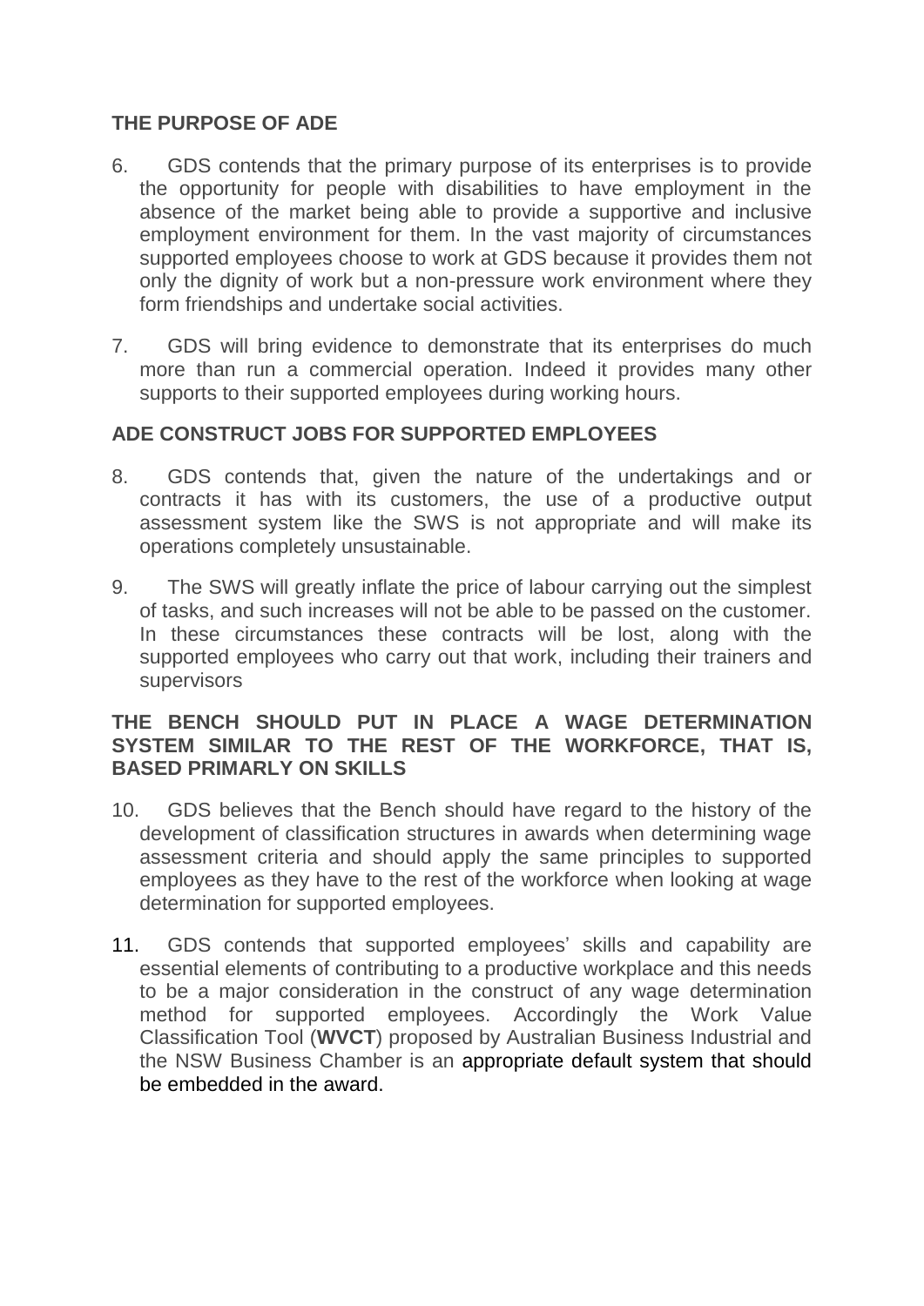## THE PURPOSE OF ADE

6. GDS contends that the primary purpose of its enterprises is to provide the opportunity for people with disabilities to have employment in the absence of the market being able to provide a supportive and inclusive employment environment for them. In the vast majority of circumstances supported employees choose to work at GDS because it provides them not only the dignity of work but a non-pressure work environment where they form friendships and undertake social activities.

7. GDS will bring evidence to demonstrate that its enterprises do much more than run a commercial operation. Indeed it provides many other supports to their supported employees during working hours.

## ADE CONSTRUCT JOBS FOR SUPPORTED EMPLOYEES

8. GDS contends that, given the nature of the undertakings and or contracts it has with its customers, the use of a productive output assessment system like the SWS is not appropriate and will make its operations completely unsustainable.

9. The SWS will greatly inflate the price of labour carrying out the simplest of tasks, and such increases will not be able to be passed on the customer. In these circumstances these contracts will be lost, along with the supported employees who carry out that work, including their trainers and supervisors

## THE BENCH SHOULD PUT IN PLACE A WAGE DETERMINATION SYSTEM SIMILAR TO THE REST OF THE WORKFORCE, THAT IS, BASED PRIMARLY ON SKILLS

10. GDS believes that the Bench should have regard to the history of the development of classification structures in awards when determining wage assessment criteria and should apply the same principles to supported employees as they have to the rest of the workforce when looking at wage determination for supported employees.

11. GDS contends that supported employees' skills and capability are essential elements of contributing to a productive workplace and this needs to be a major consideration in the construct of any wage determination method for supported employees. Accordingly the Work Value Classification Tool (**WVCT**) proposed by Australian Business Industrial and the NSW Business Chamber is an appropriate default system that should be embedded in the award.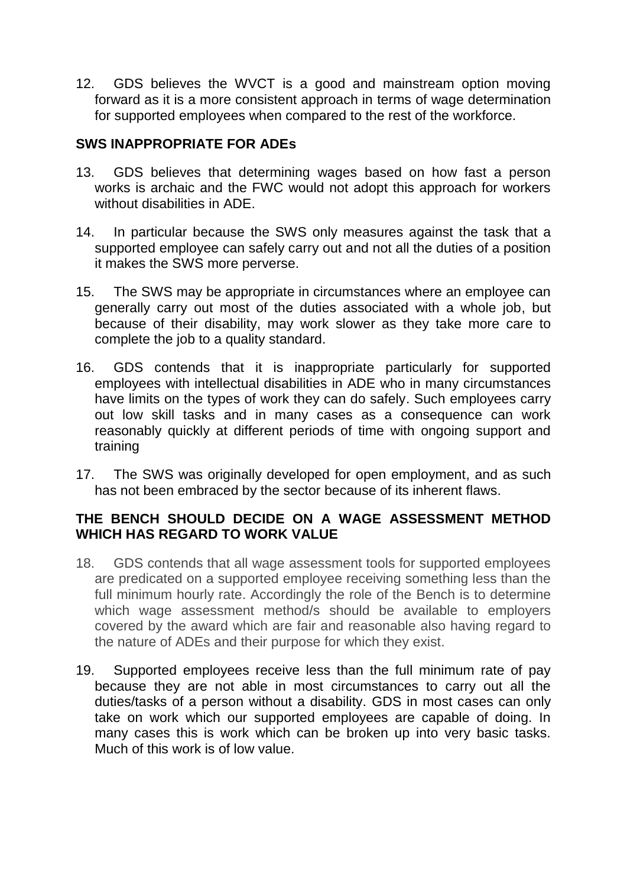12. GDS believes the WVCT is a good and mainstream option moving forward as it is a more consistent approach in terms of wage determination for supported employees when compared to the rest of the workforce.

**SWS INAPPROPRIATE FOR ADEs**

13. GDS believes that determining wages based on how fast a person works is archaic and the FWC would not adopt this approach for workers without disabilities in ADE.

14. In particular because the SWS only measures against the task that a supported employee can safely carry out and not all the duties of a position it makes the SWS more perverse.

15. The SWS may be appropriate in circumstances where an employee can generally carry out most of the duties associated with a whole job, but because of their disability, may work slower as they take more care to complete the job to a quality standard.

16. GDS contends that it is inappropriate particularly for supported employees with intellectual disabilities in ADE who in many circumstances have limits on the types of work they can do safely. Such employees carry out low skill tasks and in many cases as a consequence can work reasonably quickly at different periods of time with ongoing support and training

17. The SWS was originally developed for open employment, and as such has not been embraced by the sector because of its inherent flaws.

**THE BENCH SHOULD DECIDE ON A WAGE ASSESSMENT METHOD WHICH HAS REGARD TO WORK VALUE**

18. GDS contends that all wage assessment tools for supported employees are predicated on a supported employee receiving something less than the full minimum hourly rate. Accordingly the role of the Bench is to determine which wage assessment method/s should be available to employers covered by the award which are fair and reasonable also having regard to the nature of ADEs and their purpose for which they exist.

19. Supported employees receive less than the full minimum rate of pay because they are not able in most circumstances to carry out all the duties/tasks of a person without a disability. GDS in most cases can only take on work which our supported employees are capable of doing. In many cases this is work which can be broken up into very basic tasks. Much of this work is of low value.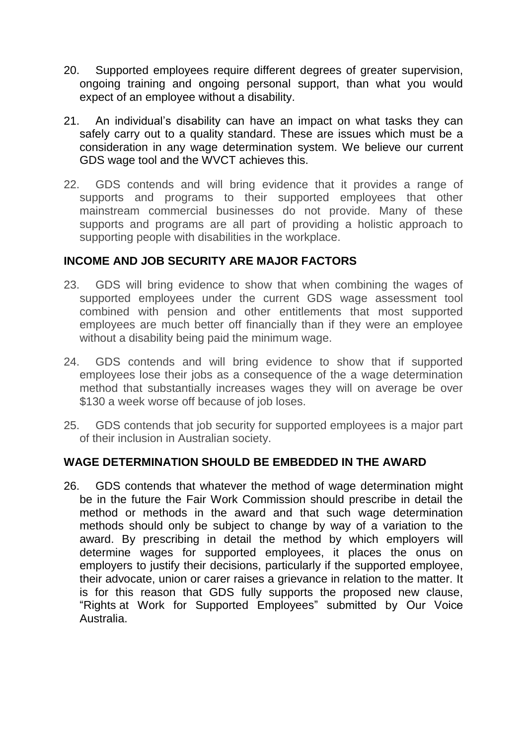20. Supported employees require different degrees of greater supervision, ongoing training and ongoing personal support, than what you would expect of an employee without a disability.

21. An individual's disability can have an impact on what tasks they can safely carry out to a quality standard. These are issues which must be a consideration in any wage determination system. We believe our current GDS wage tool and the WVCT achieves this.

22. GDS contends and will bring evidence that it provides a range of supports and programs to their supported employees that other mainstream commercial businesses do not provide. Many of these supports and programs are all part of providing a holistic approach to supporting people with disabilities in the workplace.

## INCOME AND JOB SECURITY ARE MAJOR FACTORS

23. GDS will bring evidence to show that when combining the wages of supported employees under the current GDS wage assessment tool combined with pension and other entitlements that most supported employees are much better off financially than if they were an employee without a disability being paid the minimum wage.

24. GDS contends and will bring evidence to show that if supported employees lose their jobs as a consequence of the a wage determination method that substantially increases wages they will on average be over $130 a week worse off because of job loses.

25. GDS contends that job security for supported employees is a major part of their inclusion in Australian society.

## WAGE DETERMINATION SHOULD BE EMBEDDED IN THE AWARD

26. GDS contends that whatever the method of wage determination might be in the future the Fair Work Commission should prescribe in detail the method or methods in the award and that such wage determination methods should only be subject to change by way of a variation to the award. By prescribing in detail the method by which employers will determine wages for supported employees, it places the onus on employers to justify their decisions, particularly if the supported employee, their advocate, union or carer raises a grievance in relation to the matter. It is for this reason that GDS fully supports the proposed new clause, "Rights at Work for Supported Employees" submitted by Our Voice Australia.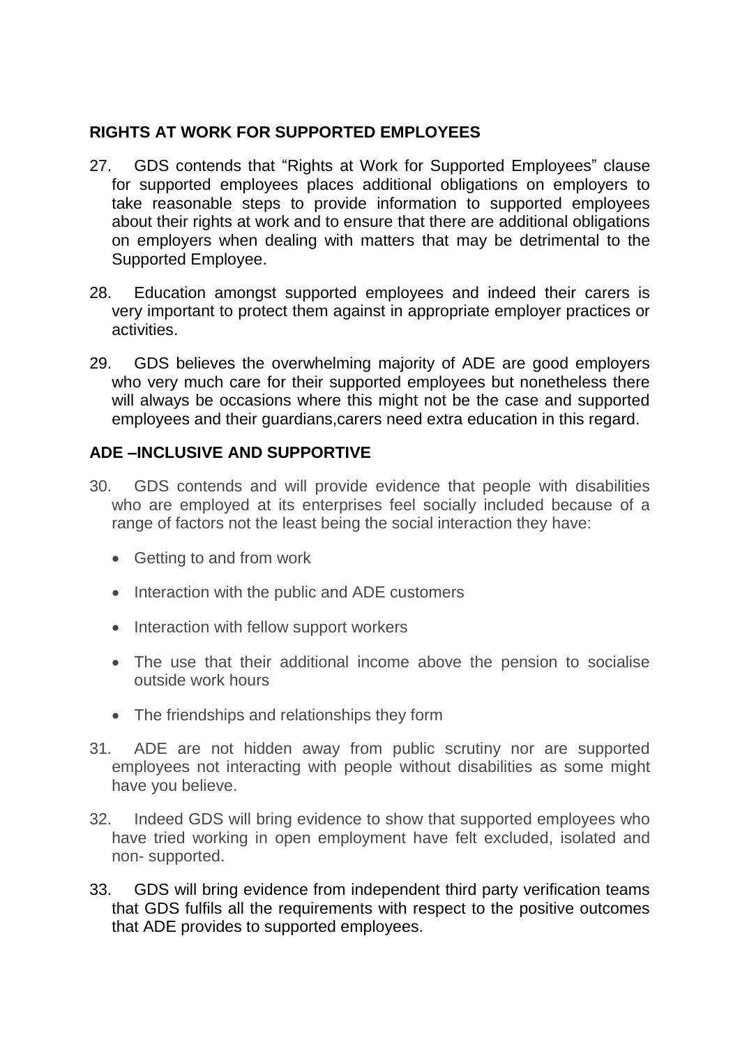## RIGHTS AT WORK FOR SUPPORTED EMPLOYEES

27. GDS contends that "Rights at Work for Supported Employees" clause for supported employees places additional obligations on employers to take reasonable steps to provide information to supported employees about their rights at work and to ensure that there are additional obligations on employers when dealing with matters that may be detrimental to the Supported Employee.

28. Education amongst supported employees and indeed their carers is very important to protect them against in appropriate employer practices or activities.

29. GDS believes the overwhelming majority of ADE are good employers who very much care for their supported employees but nonetheless there will always be occasions where this might not be the case and supported employees and their guardians,carers need extra education in this regard.

## ADE –INCLUSIVE AND SUPPORTIVE

30. GDS contends and will provide evidence that people with disabilities who are employed at its enterprises feel socially included because of a range of factors not the least being the social interaction they have:

- Getting to and from work
- Interaction with the public and ADE customers
- Interaction with fellow support workers
- The use that their additional income above the pension to socialise outside work hours
- The friendships and relationships they form

31. ADE are not hidden away from public scrutiny nor are supported employees not interacting with people without disabilities as some might have you believe.

32. Indeed GDS will bring evidence to show that supported employees who have tried working in open employment have felt excluded, isolated and non- supported.

33. GDS will bring evidence from independent third party verification teams that GDS fulfils all the requirements with respect to the positive outcomes that ADE provides to supported employees.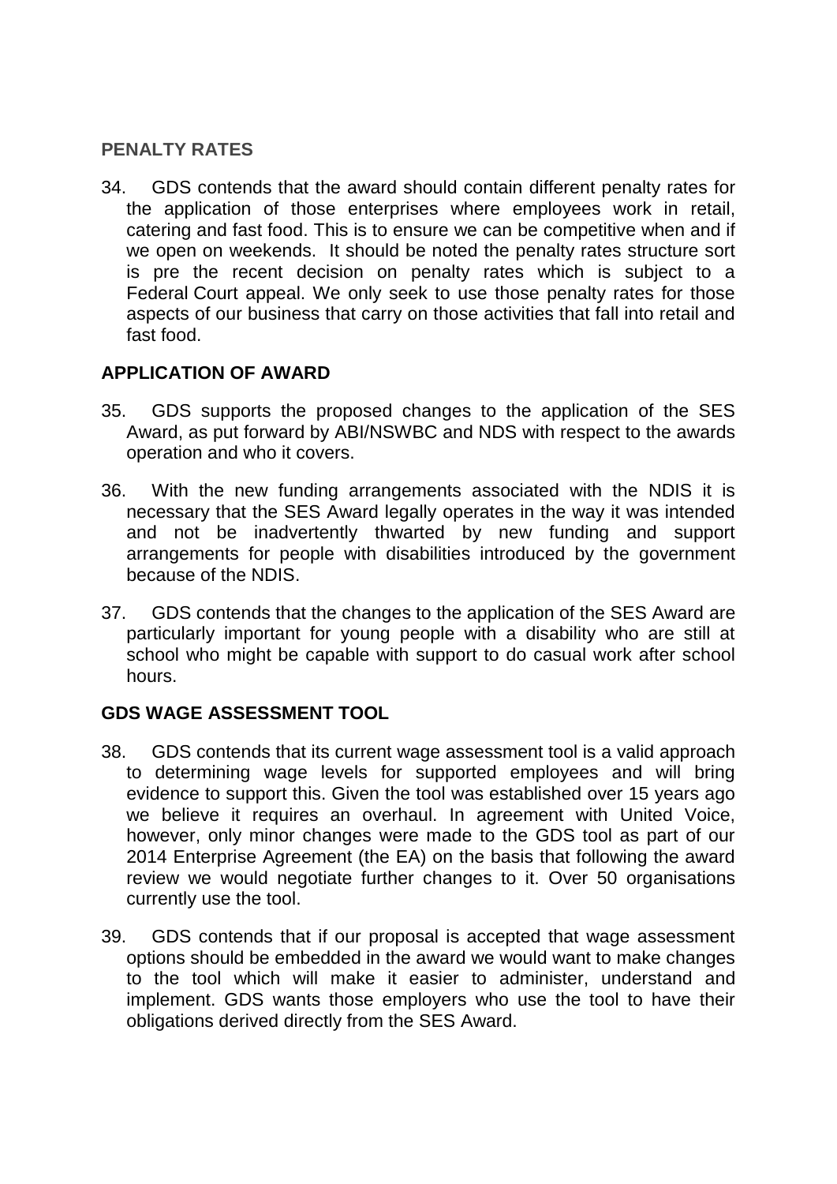## PENALTY RATES

34. GDS contends that the award should contain different penalty rates for the application of those enterprises where employees work in retail, catering and fast food. This is to ensure we can be competitive when and if we open on weekends. It should be noted the penalty rates structure sort is pre the recent decision on penalty rates which is subject to a Federal Court appeal. We only seek to use those penalty rates for those aspects of our business that carry on those activities that fall into retail and fast food.

## APPLICATION OF AWARD

35. GDS supports the proposed changes to the application of the SES Award, as put forward by ABI/NSWBC and NDS with respect to the awards operation and who it covers.

36. With the new funding arrangements associated with the NDIS it is necessary that the SES Award legally operates in the way it was intended and not be inadvertently thwarted by new funding and support arrangements for people with disabilities introduced by the government because of the NDIS.

37. GDS contends that the changes to the application of the SES Award are particularly important for young people with a disability who are still at school who might be capable with support to do casual work after school hours.

## GDS WAGE ASSESSMENT TOOL

38. GDS contends that its current wage assessment tool is a valid approach to determining wage levels for supported employees and will bring evidence to support this. Given the tool was established over 15 years ago we believe it requires an overhaul. In agreement with United Voice, however, only minor changes were made to the GDS tool as part of our 2014 Enterprise Agreement (the EA) on the basis that following the award review we would negotiate further changes to it. Over 50 organisations currently use the tool.

39. GDS contends that if our proposal is accepted that wage assessment options should be embedded in the award we would want to make changes to the tool which will make it easier to administer, understand and implement. GDS wants those employers who use the tool to have their obligations derived directly from the SES Award.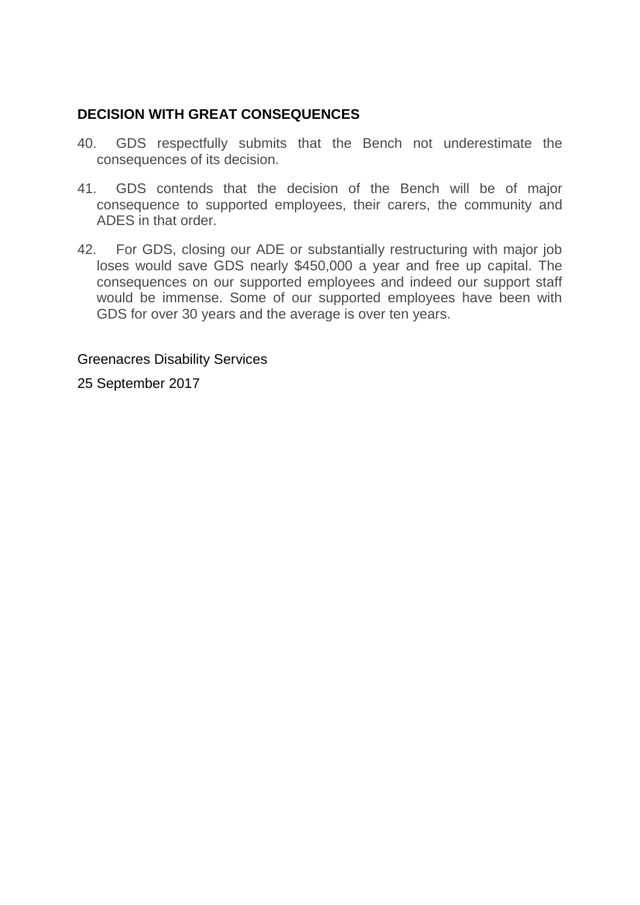## DECISION WITH GREAT CONSEQUENCES

40. GDS respectfully submits that the Bench not underestimate the consequences of its decision.

41. GDS contends that the decision of the Bench will be of major consequence to supported employees, their carers, the community and ADES in that order.

42. For GDS, closing our ADE or substantially restructuring with major job loses would save GDS nearly $450,000 a year and free up capital. The consequences on our supported employees and indeed our support staff would be immense. Some of our supported employees have been with GDS for over 30 years and the average is over ten years.

Greenacres Disability Services

25 September 2017